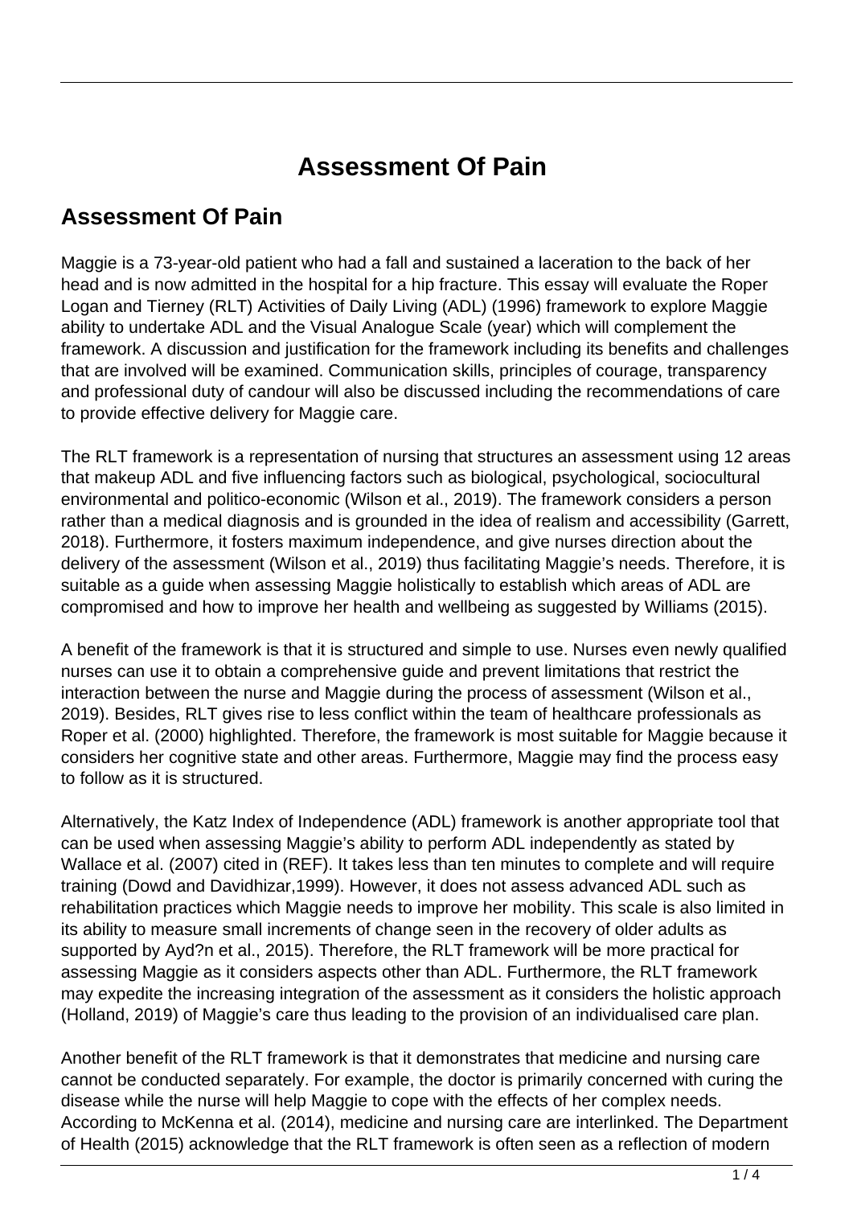# Assessment Of Pain

## Assessment Of Pain

Maggie is a 73-year-old patient who had a fall and sustained a laceration to the back of her head and is now admitted in the hospital for a hip fracture. This essay will evaluate the Roper Logan and Tierney (RLT) Activities of Daily Living (ADL) (1996) framework to explore Maggie ability to undertake ADL and the Visual Analogue Scale (year) which will complement the framework. A discussion and justification for the framework including its benefits and challenges that are involved will be examined. Communication skills, principles of courage, transparency and professional duty of candour will also be discussed including the recommendations of care to provide effective delivery for Maggie care.

The RLT framework is a representation of nursing that structures an assessment using 12 areas that makeup ADL and five influencing factors such as biological, psychological, sociocultural environmental and politico-economic (Wilson et al., 2019). The framework considers a person rather than a medical diagnosis and is grounded in the idea of realism and accessibility (Garrett, 2018). Furthermore, it fosters maximum independence, and give nurses direction about the delivery of the assessment (Wilson et al., 2019) thus facilitating Maggie's needs. Therefore, it is suitable as a guide when assessing Maggie holistically to establish which areas of ADL are compromised and how to improve her health and wellbeing as suggested by Williams (2015).

A benefit of the framework is that it is structured and simple to use. Nurses even newly qualified nurses can use it to obtain a comprehensive guide and prevent limitations that restrict the interaction between the nurse and Maggie during the process of assessment (Wilson et al., 2019). Besides, RLT gives rise to less conflict within the team of healthcare professionals as Roper et al. (2000) highlighted. Therefore, the framework is most suitable for Maggie because it considers her cognitive state and other areas. Furthermore, Maggie may find the process easy to follow as it is structured.

Alternatively, the Katz Index of Independence (ADL) framework is another appropriate tool that can be used when assessing Maggie's ability to perform ADL independently as stated by Wallace et al. (2007) cited in (REF). It takes less than ten minutes to complete and will require training (Dowd and Davidhizar,1999). However, it does not assess advanced ADL such as rehabilitation practices which Maggie needs to improve her mobility. This scale is also limited in its ability to measure small increments of change seen in the recovery of older adults as supported by Ayd?n et al., 2015). Therefore, the RLT framework will be more practical for assessing Maggie as it considers aspects other than ADL. Furthermore, the RLT framework may expedite the increasing integration of the assessment as it considers the holistic approach (Holland, 2019) of Maggie's care thus leading to the provision of an individualised care plan.

Another benefit of the RLT framework is that it demonstrates that medicine and nursing care cannot be conducted separately. For example, the doctor is primarily concerned with curing the disease while the nurse will help Maggie to cope with the effects of her complex needs. According to McKenna et al. (2014), medicine and nursing care are interlinked. The Department of Health (2015) acknowledge that the RLT framework is often seen as a reflection of modern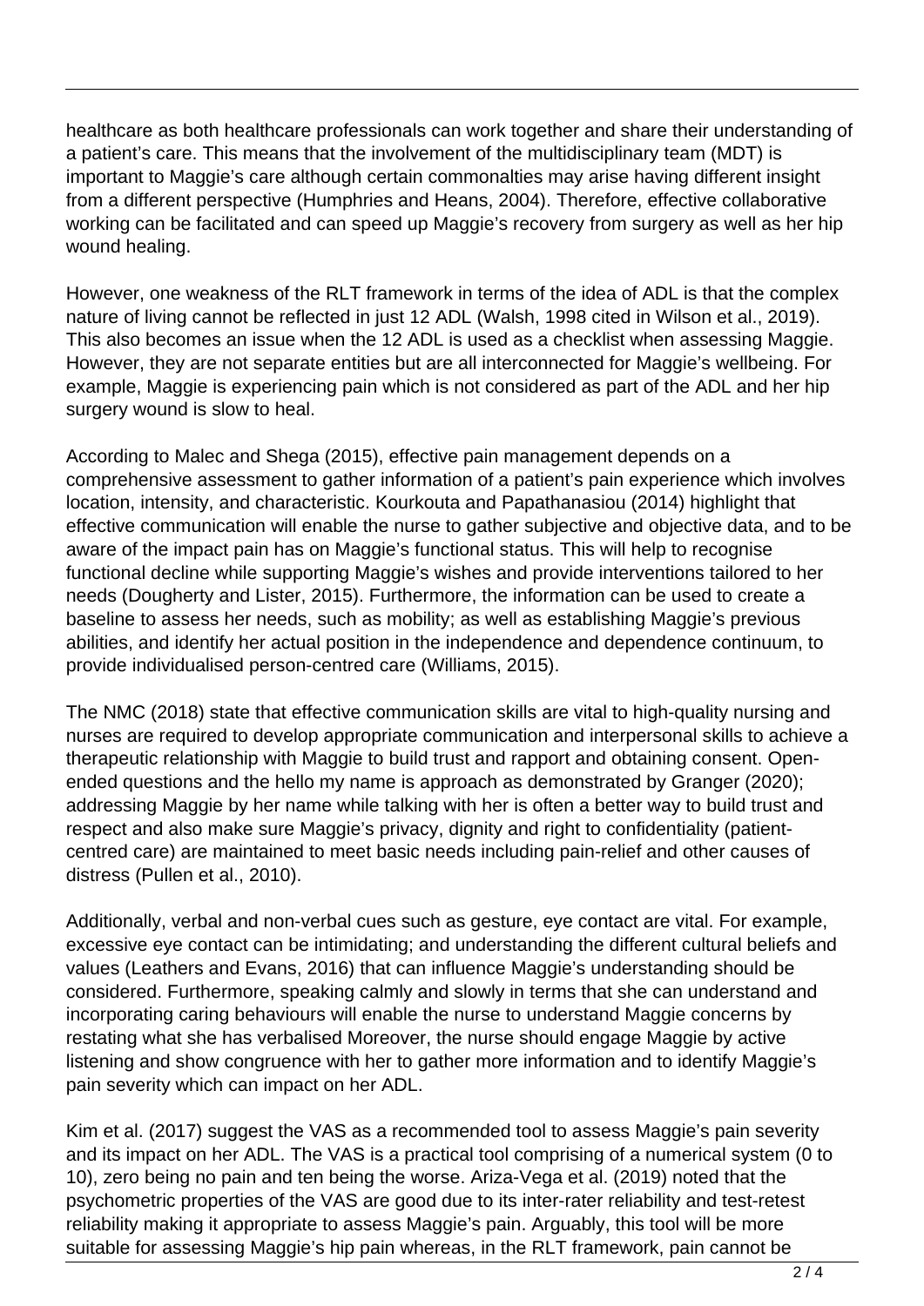healthcare as both healthcare professionals can work together and share their understanding of a patient's care. This means that the involvement of the multidisciplinary team (MDT) is important to Maggie's care although certain commonalties may arise having different insight from a different perspective (Humphries and Heans, 2004). Therefore, effective collaborative working can be facilitated and can speed up Maggie's recovery from surgery as well as her hip wound healing.

However, one weakness of the RLT framework in terms of the idea of ADL is that the complex nature of living cannot be reflected in just 12 ADL (Walsh, 1998 cited in Wilson et al., 2019). This also becomes an issue when the 12 ADL is used as a checklist when assessing Maggie. However, they are not separate entities but are all interconnected for Maggie's wellbeing. For example, Maggie is experiencing pain which is not considered as part of the ADL and her hip surgery wound is slow to heal.

According to Malec and Shega (2015), effective pain management depends on a comprehensive assessment to gather information of a patient's pain experience which involves location, intensity, and characteristic. Kourkouta and Papathanasiou (2014) highlight that effective communication will enable the nurse to gather subjective and objective data, and to be aware of the impact pain has on Maggie's functional status. This will help to recognise functional decline while supporting Maggie's wishes and provide interventions tailored to her needs (Dougherty and Lister, 2015). Furthermore, the information can be used to create a baseline to assess her needs, such as mobility; as well as establishing Maggie's previous abilities, and identify her actual position in the independence and dependence continuum, to provide individualised person-centred care (Williams, 2015).

The NMC (2018) state that effective communication skills are vital to high-quality nursing and nurses are required to develop appropriate communication and interpersonal skills to achieve a therapeutic relationship with Maggie to build trust and rapport and obtaining consent. Open-ended questions and the hello my name is approach as demonstrated by Granger (2020); addressing Maggie by her name while talking with her is often a better way to build trust and respect and also make sure Maggie's privacy, dignity and right to confidentiality (patient-centred care) are maintained to meet basic needs including pain-relief and other causes of distress (Pullen et al., 2010).

Additionally, verbal and non-verbal cues such as gesture, eye contact are vital. For example, excessive eye contact can be intimidating; and understanding the different cultural beliefs and values (Leathers and Evans, 2016) that can influence Maggie's understanding should be considered. Furthermore, speaking calmly and slowly in terms that she can understand and incorporating caring behaviours will enable the nurse to understand Maggie concerns by restating what she has verbalised Moreover, the nurse should engage Maggie by active listening and show congruence with her to gather more information and to identify Maggie's pain severity which can impact on her ADL.

Kim et al. (2017) suggest the VAS as a recommended tool to assess Maggie's pain severity and its impact on her ADL. The VAS is a practical tool comprising of a numerical system (0 to 10), zero being no pain and ten being the worse. Ariza-Vega et al. (2019) noted that the psychometric properties of the VAS are good due to its inter-rater reliability and test-retest reliability making it appropriate to assess Maggie's pain. Arguably, this tool will be more suitable for assessing Maggie's hip pain whereas, in the RLT framework, pain cannot be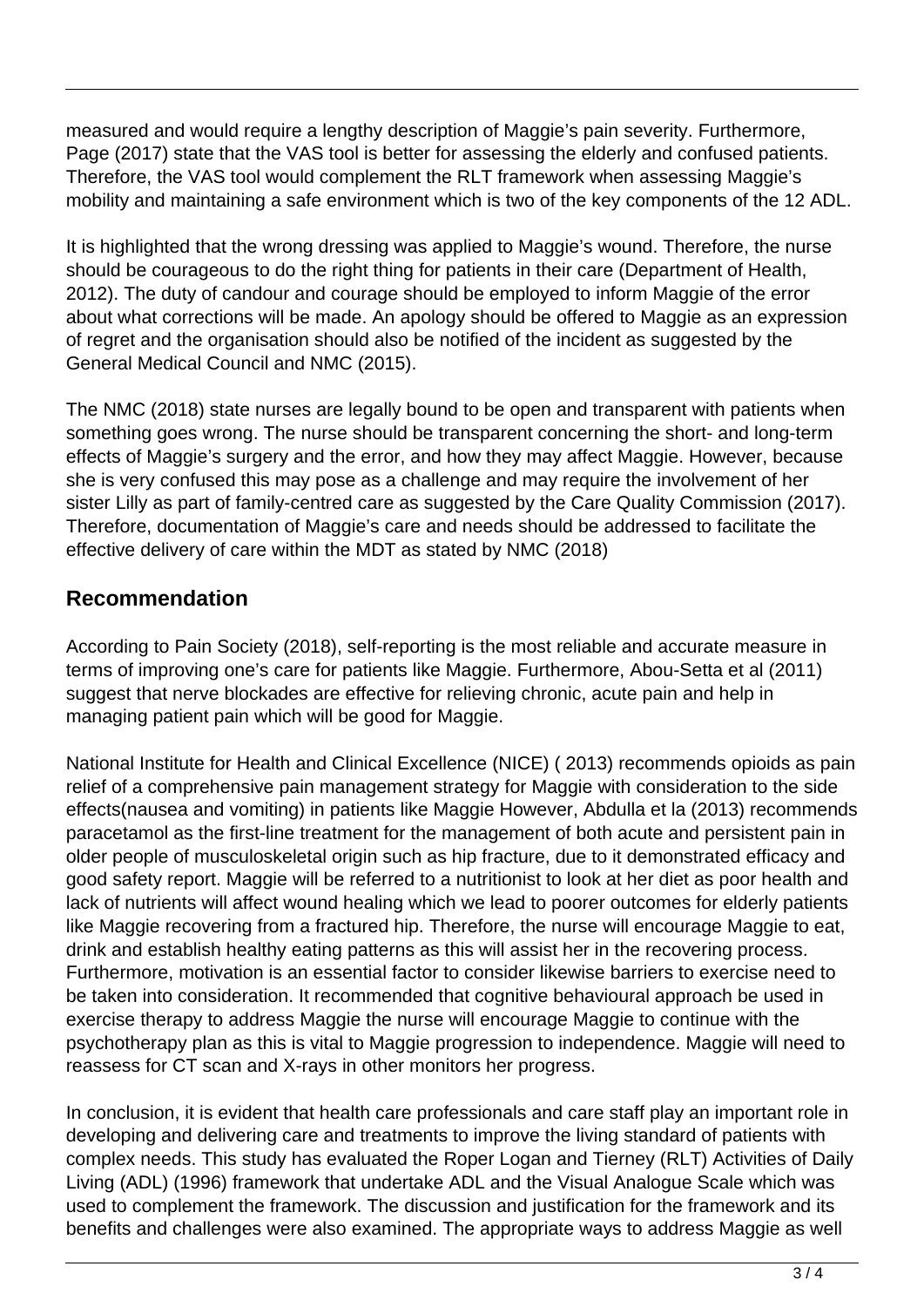measured and would require a lengthy description of Maggie's pain severity. Furthermore, Page (2017) state that the VAS tool is better for assessing the elderly and confused patients. Therefore, the VAS tool would complement the RLT framework when assessing Maggie's mobility and maintaining a safe environment which is two of the key components of the 12 ADL.

It is highlighted that the wrong dressing was applied to Maggie's wound. Therefore, the nurse should be courageous to do the right thing for patients in their care (Department of Health, 2012). The duty of candour and courage should be employed to inform Maggie of the error about what corrections will be made. An apology should be offered to Maggie as an expression of regret and the organisation should also be notified of the incident as suggested by the General Medical Council and NMC (2015).

The NMC (2018) state nurses are legally bound to be open and transparent with patients when something goes wrong. The nurse should be transparent concerning the short- and long-term effects of Maggie's surgery and the error, and how they may affect Maggie. However, because she is very confused this may pose as a challenge and may require the involvement of her sister Lilly as part of family-centred care as suggested by the Care Quality Commission (2017). Therefore, documentation of Maggie's care and needs should be addressed to facilitate the effective delivery of care within the MDT as stated by NMC (2018)

## Recommendation

According to Pain Society (2018), self-reporting is the most reliable and accurate measure in terms of improving one's care for patients like Maggie. Furthermore, Abou-Setta et al (2011) suggest that nerve blockades are effective for relieving chronic, acute pain and help in managing patient pain which will be good for Maggie.

National Institute for Health and Clinical Excellence (NICE) ( 2013) recommends opioids as pain relief of a comprehensive pain management strategy for Maggie with consideration to the side effects(nausea and vomiting) in patients like Maggie However, Abdulla et la (2013) recommends paracetamol as the first-line treatment for the management of both acute and persistent pain in older people of musculoskeletal origin such as hip fracture, due to it demonstrated efficacy and good safety report. Maggie will be referred to a nutritionist to look at her diet as poor health and lack of nutrients will affect wound healing which we lead to poorer outcomes for elderly patients like Maggie recovering from a fractured hip. Therefore, the nurse will encourage Maggie to eat, drink and establish healthy eating patterns as this will assist her in the recovering process. Furthermore, motivation is an essential factor to consider likewise barriers to exercise need to be taken into consideration. It recommended that cognitive behavioural approach be used in exercise therapy to address Maggie the nurse will encourage Maggie to continue with the psychotherapy plan as this is vital to Maggie progression to independence. Maggie will need to reassess for CT scan and X-rays in other monitors her progress.

In conclusion, it is evident that health care professionals and care staff play an important role in developing and delivering care and treatments to improve the living standard of patients with complex needs. This study has evaluated the Roper Logan and Tierney (RLT) Activities of Daily Living (ADL) (1996) framework that undertake ADL and the Visual Analogue Scale which was used to complement the framework. The discussion and justification for the framework and its benefits and challenges were also examined. The appropriate ways to address Maggie as well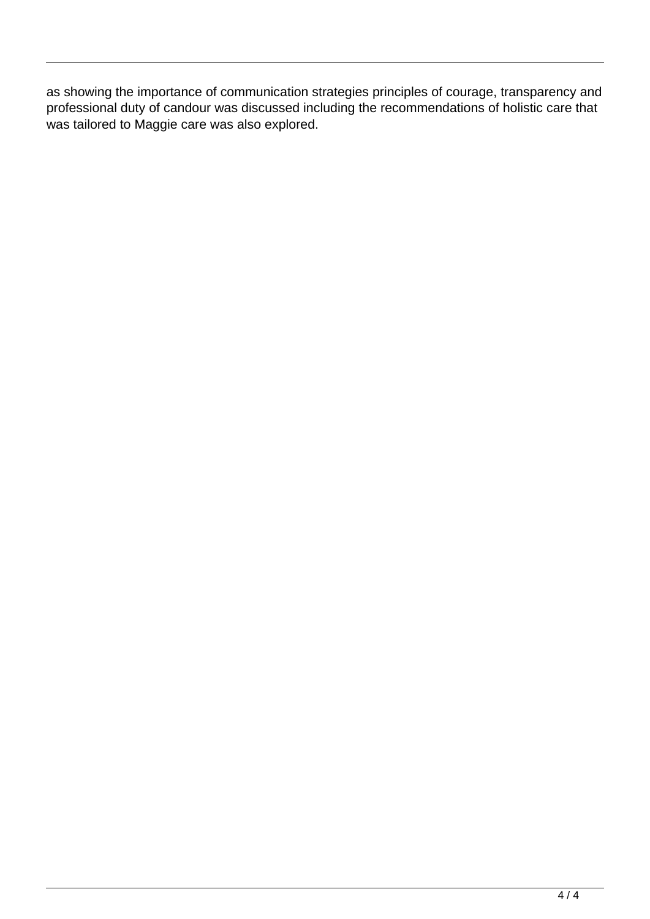as showing the importance of communication strategies principles of courage, transparency and professional duty of candour was discussed including the recommendations of holistic care that was tailored to Maggie care was also explored.